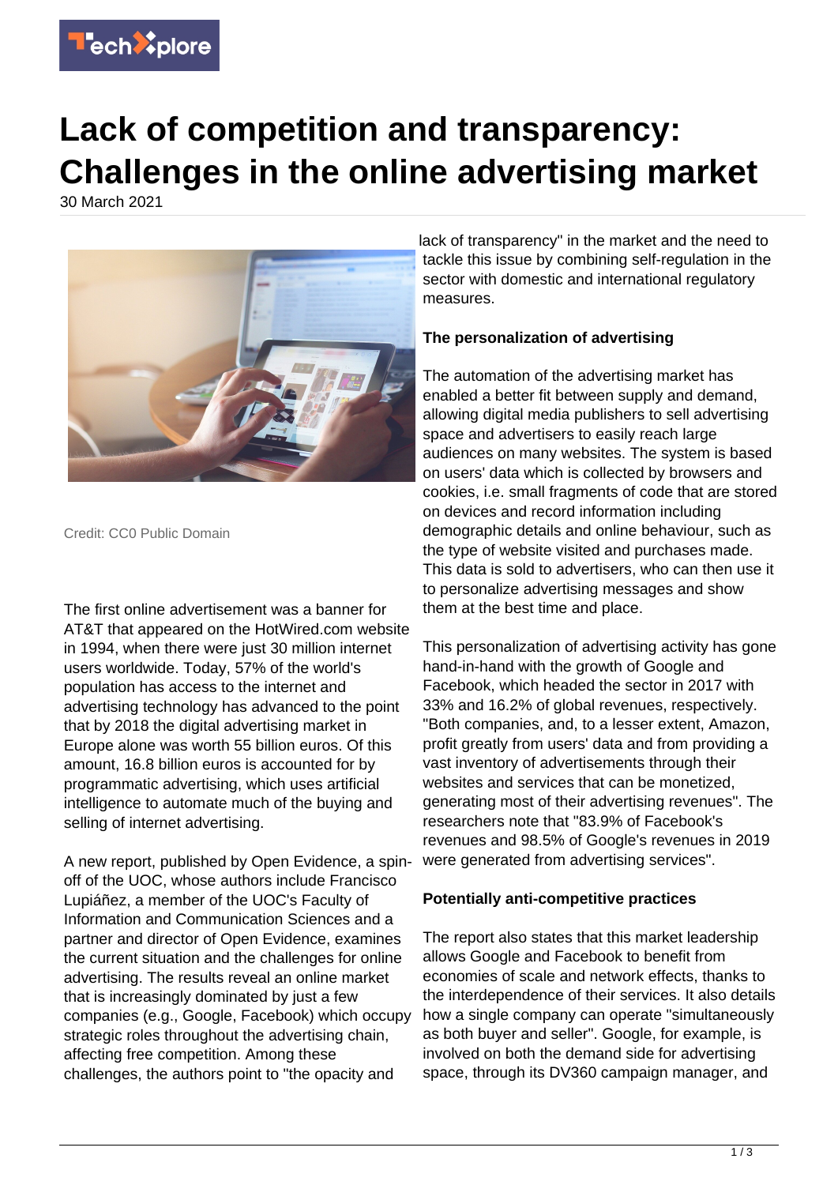# Lack of competition and transparency: Challenges in the online advertising market

30 March 2021

Credit: CC0 Public Domain

The first online advertisement was a banner for AT&T that appeared on the HotWired.com website in 1994, when there were just 30 million internet users worldwide. Today, 57% of the world's population has access to the internet and advertising technology has advanced to the point that by 2018 the digital advertising market in Europe alone was worth 55 billion euros. Of this amount, 16.8 billion euros is accounted for by programmatic advertising, which uses artificial intelligence to automate much of the buying and selling of internet advertising.

A new report, published by Open Evidence, a spin-off of the UOC, whose authors include Francisco Lupiáñez, a member of the UOC's Faculty of Information and Communication Sciences and a partner and director of Open Evidence, examines the current situation and the challenges for online advertising. The results reveal an online market that is increasingly dominated by just a few companies (e.g., Google, Facebook) which occupy strategic roles throughout the advertising chain, affecting free competition. Among these challenges, the authors point to "the opacity and lack of transparency" in the market and the need to tackle this issue by combining self-regulation in the sector with domestic and international regulatory measures.

**The personalization of advertising**

The automation of the advertising market has enabled a better fit between supply and demand, allowing digital media publishers to sell advertising space and advertisers to easily reach large audiences on many websites. The system is based on users' data which is collected by browsers and cookies, i.e. small fragments of code that are stored on devices and record information including demographic details and online behaviour, such as the type of website visited and purchases made. This data is sold to advertisers, who can then use it to personalize advertising messages and show them at the best time and place.

This personalization of advertising activity has gone hand-in-hand with the growth of Google and Facebook, which headed the sector in 2017 with 33% and 16.2% of global revenues, respectively. "Both companies, and, to a lesser extent, Amazon, profit greatly from users' data and from providing a vast inventory of advertisements through their websites and services that can be monetized, generating most of their advertising revenues". The researchers note that "83.9% of Facebook's revenues and 98.5% of Google's revenues in 2019 were generated from advertising services".

**Potentially anti-competitive practices**

The report also states that this market leadership allows Google and Facebook to benefit from economies of scale and network effects, thanks to the interdependence of their services. It also details how a single company can operate "simultaneously as both buyer and seller". Google, for example, is involved on both the demand side for advertising space, through its DV360 campaign manager, and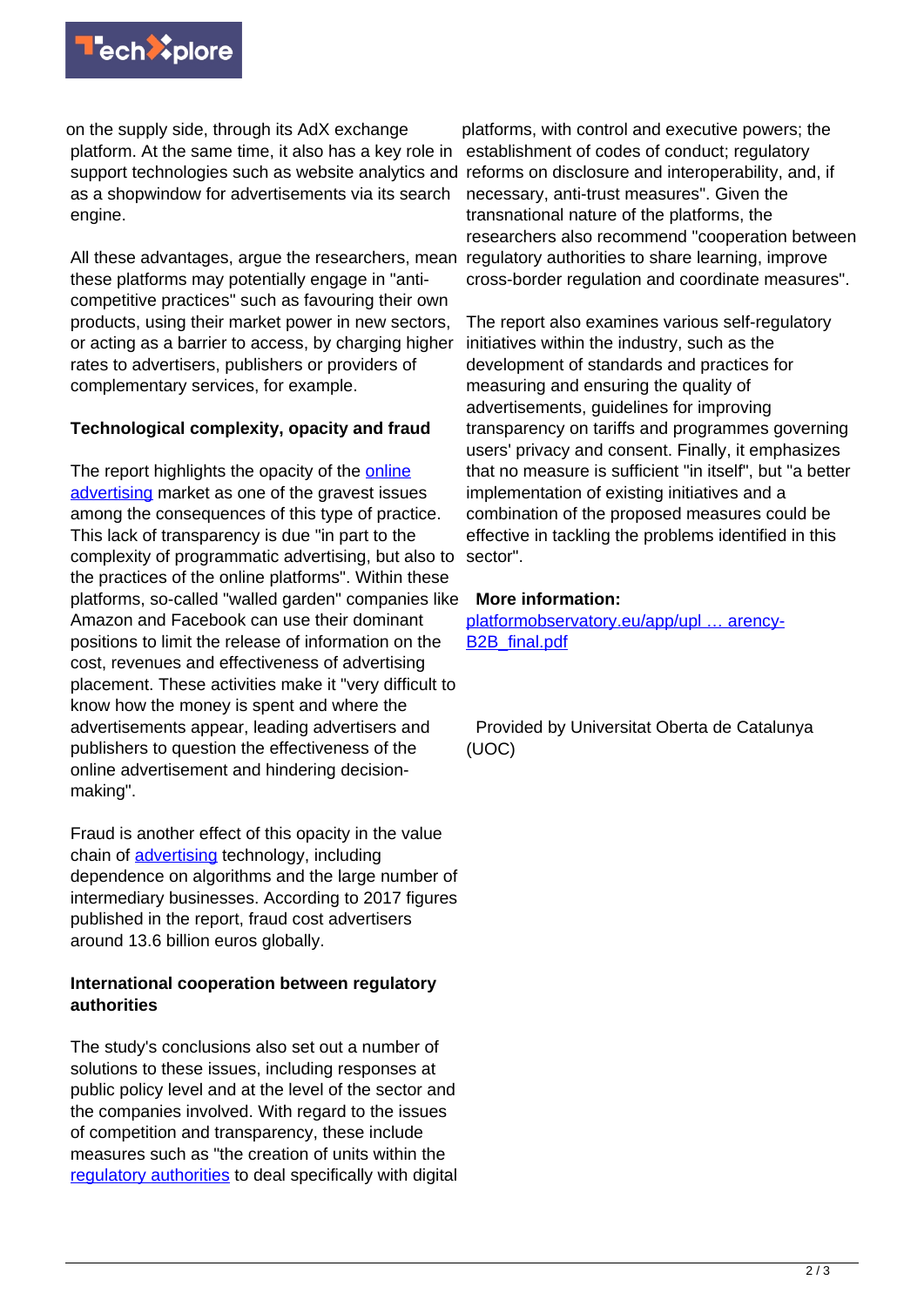on the supply side, through its AdX exchange platform. At the same time, it also has a key role in support technologies such as website analytics and as a shopwindow for advertisements via its search engine.

All these advantages, argue the researchers, mean these platforms may potentially engage in "anti-competitive practices" such as favouring their own products, using their market power in new sectors, or acting as a barrier to access, by charging higher rates to advertisers, publishers or providers of complementary services, for example.

**Technological complexity, opacity and fraud**

The report highlights the opacity of the online advertising market as one of the gravest issues among the consequences of this type of practice. This lack of transparency is due "in part to the complexity of programmatic advertising, but also to the practices of the online platforms". Within these platforms, so-called "walled garden" companies like Amazon and Facebook can use their dominant positions to limit the release of information on the cost, revenues and effectiveness of advertising placement. These activities make it "very difficult to know how the money is spent and where the advertisements appear, leading advertisers and publishers to question the effectiveness of the online advertisement and hindering decision-making".

Fraud is another effect of this opacity in the value chain of advertising technology, including dependence on algorithms and the large number of intermediary businesses. According to 2017 figures published in the report, fraud cost advertisers around 13.6 billion euros globally.

**International cooperation between regulatory authorities**

The study's conclusions also set out a number of solutions to these issues, including responses at public policy level and at the level of the sector and the companies involved. With regard to the issues of competition and transparency, these include measures such as "the creation of units within the regulatory authorities to deal specifically with digital platforms, with control and executive powers; the establishment of codes of conduct; regulatory reforms on disclosure and interoperability, and, if necessary, anti-trust measures". Given the transnational nature of the platforms, the researchers also recommend "cooperation between regulatory authorities to share learning, improve cross-border regulation and coordinate measures".

The report also examines various self-regulatory initiatives within the industry, such as the development of standards and practices for measuring and ensuring the quality of advertisements, guidelines for improving transparency on tariffs and programmes governing users' privacy and consent. Finally, it emphasizes that no measure is sufficient "in itself", but "a better implementation of existing initiatives and a combination of the proposed measures could be effective in tackling the problems identified in this sector".

**More information:** platformobservatory.eu/app/upl … arency-B2B_final.pdf

Provided by Universitat Oberta de Catalunya (UOC)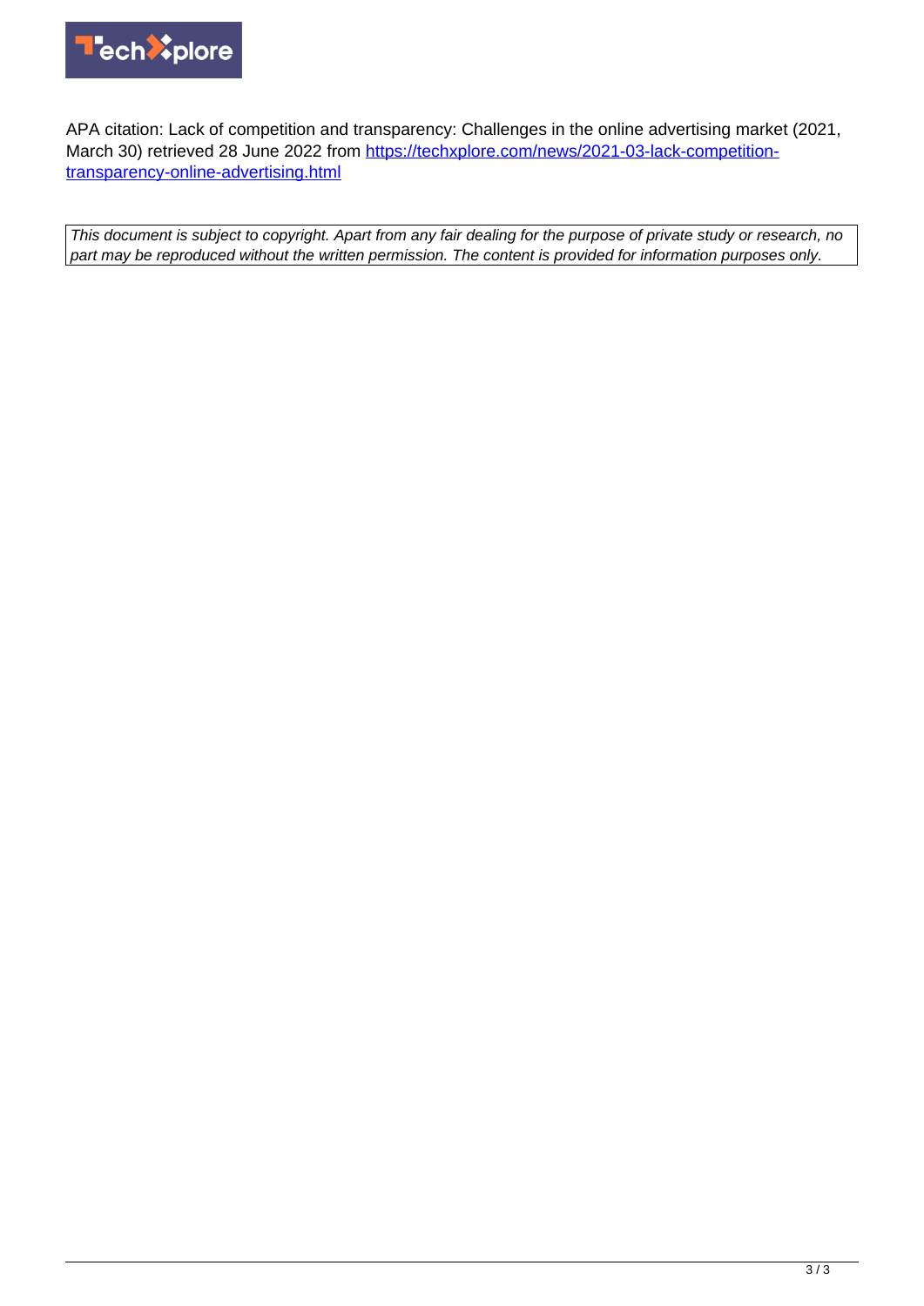APA citation: Lack of competition and transparency: Challenges in the online advertising market (2021, March 30) retrieved 28 June 2022 from https://techxplore.com/news/2021-03-lack-competition-transparency-online-advertising.html

*This document is subject to copyright. Apart from any fair dealing for the purpose of private study or research, no part may be reproduced without the written permission. The content is provided for information purposes only.*